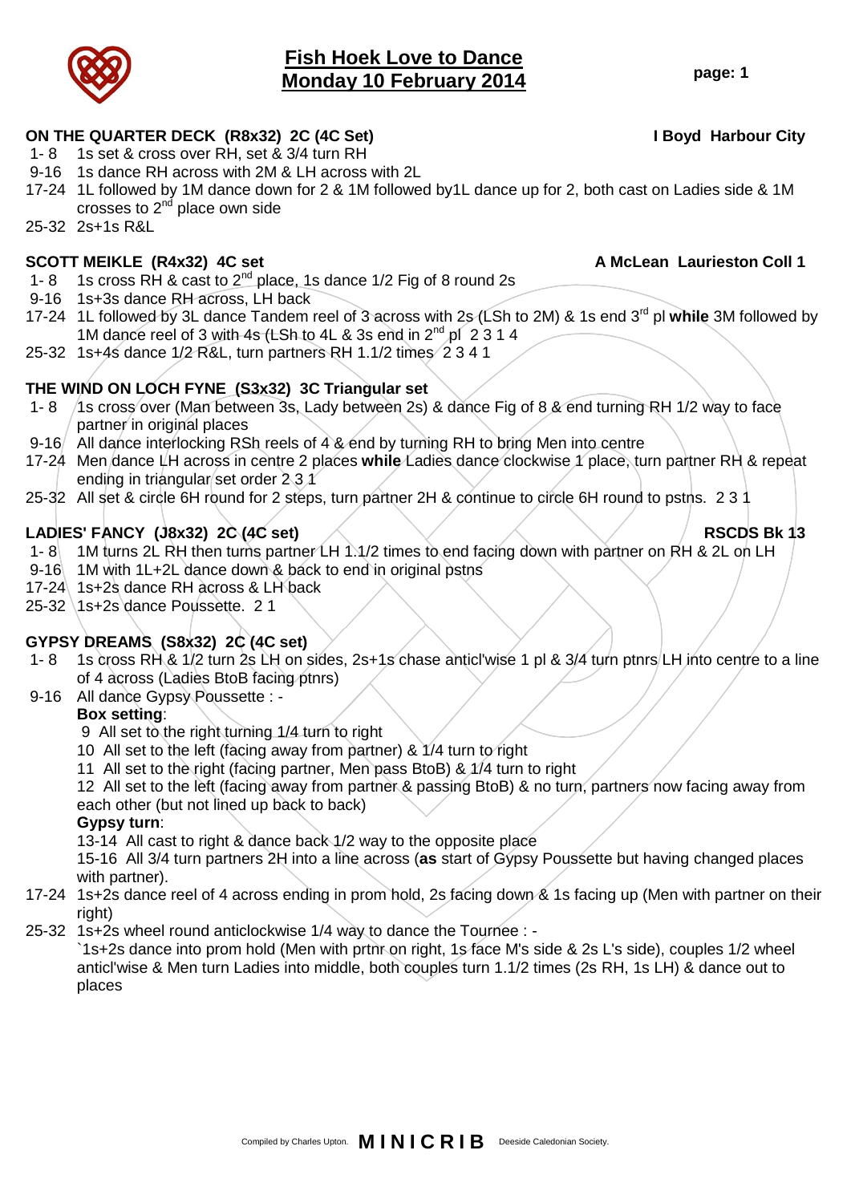# Fish Hoek Love to Dance
# Monday 10 February 2014

### ON THE QUARTER DECK (R8x32) 2C (4C Set) — I Boyd Harbour City

- 1- 8 1s set & cross over RH, set & 3/4 turn RH
- 9-16 1s dance RH across with 2M & LH across with 2L
- 17-24 1L followed by 1M dance down for 2 & 1M followed by1L dance up for 2, both cast on Ladies side & 1M crosses to 2nd place own side
- 25-32 2s+1s R&L

### SCOTT MEIKLE (R4x32) 4C set — A McLean Laurieston Coll 1

- 1- 8 1s cross RH & cast to 2nd place, 1s dance 1/2 Fig of 8 round 2s
- 9-16 1s+3s dance RH across, LH back
- 17-24 1L followed by 3L dance Tandem reel of 3 across with 2s (LSh to 2M) & 1s end 3rd pl **while** 3M followed by 1M dance reel of 3 with 4s (LSh to 4L & 3s end in 2nd pl 2 3 1 4
- 25-32 1s+4s dance 1/2 R&L, turn partners RH 1.1/2 times 2 3 4 1

### THE WIND ON LOCH FYNE (S3x32) 3C Triangular set

- 1- 8 1s cross over (Man between 3s, Lady between 2s) & dance Fig of 8 & end turning RH 1/2 way to face partner in original places
- 9-16 All dance interlocking RSh reels of 4 & end by turning RH to bring Men into centre
- 17-24 Men dance LH across in centre 2 places **while** Ladies dance clockwise 1 place, turn partner RH & repeat ending in triangular set order 2 3 1
- 25-32 All set & circle 6H round for 2 steps, turn partner 2H & continue to circle 6H round to pstns. 2 3 1

### LADIES' FANCY (J8x32) 2C (4C set) — RSCDS Bk 13

- 1- 8 1M turns 2L RH then turns partner LH 1.1/2 times to end facing down with partner on RH & 2L on LH
- 9-16 1M with 1L+2L dance down & back to end in original pstns
- 17-24 1s+2s dance RH across & LH back
- 25-32 1s+2s dance Poussette. 2 1

### GYPSY DREAMS (S8x32) 2C (4C set)

- 1- 8 1s cross RH & 1/2 turn 2s LH on sides, 2s+1s chase anticl'wise 1 pl & 3/4 turn ptnrs LH into centre to a line of 4 across (Ladies BtoB facing ptnrs)
- 9-16 All dance Gypsy Poussette : -

  **Box setting**:

  9 All set to the right turning 1/4 turn to right

  10 All set to the left (facing away from partner) & 1/4 turn to right

  11 All set to the right (facing partner, Men pass BtoB) & 1/4 turn to right

  12 All set to the left (facing away from partner & passing BtoB) & no turn, partners now facing away from each other (but not lined up back to back)

  **Gypsy turn**:

  13-14 All cast to right & dance back 1/2 way to the opposite place

  15-16 All 3/4 turn partners 2H into a line across (**as** start of Gypsy Poussette but having changed places with partner).
- 17-24 1s+2s dance reel of 4 across ending in prom hold, 2s facing down & 1s facing up (Men with partner on their right)
- 25-32 1s+2s wheel round anticlockwise 1/4 way to dance the Tournee : -

  `1s+2s dance into prom hold (Men with prtnr on right, 1s face M's side & 2s L's side), couples 1/2 wheel anticl'wise & Men turn Ladies into middle, both couples turn 1.1/2 times (2s RH, 1s LH) & dance out to places

Compiled by Charles Upton. MINICRIB Deeside Caledonian Society.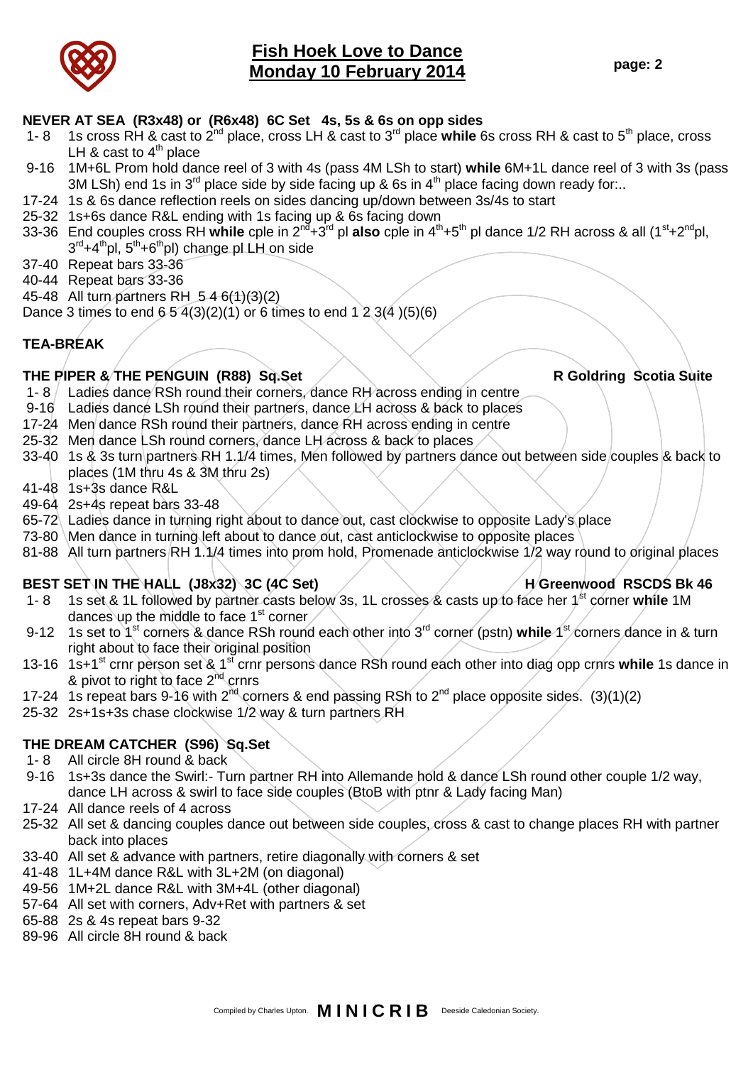# Fish Hoek Love to Dance
## Monday 10 February 2014

### NEVER AT SEA (R3x48) or (R6x48) 6C Set 4s, 5s & 6s on opp sides

- 1- 8 1s cross RH & cast to 2nd place, cross LH & cast to 3rd place **while** 6s cross RH & cast to 5th place, cross LH & cast to 4th place
- 9-16 1M+6L Prom hold dance reel of 3 with 4s (pass 4M LSh to start) **while** 6M+1L dance reel of 3 with 3s (pass 3M LSh) end 1s in 3rd place side by side facing up & 6s in 4th place facing down ready for:..
- 17-24 1s & 6s dance reflection reels on sides dancing up/down between 3s/4s to start
- 25-32 1s+6s dance R&L ending with 1s facing up & 6s facing down
- 33-36 End couples cross RH **while** cple in 2nd+3rd pl **also** cple in 4th+5th pl dance 1/2 RH across & all (1st+2nd pl, 3rd+4th pl, 5th+6th pl) change pl LH on side
- 37-40 Repeat bars 33-36
- 40-44 Repeat bars 33-36
- 45-48 All turn partners RH 5 4 6(1)(3)(2)

Dance 3 times to end 6 5 4(3)(2)(1) or 6 times to end 1 2 3(4 )(5)(6)

### TEA-BREAK

### THE PIPER & THE PENGUIN (R88) Sq.Set — R Goldring Scotia Suite

- 1- 8 Ladies dance RSh round their corners, dance RH across ending in centre
- 9-16 Ladies dance LSh round their partners, dance LH across & back to places
- 17-24 Men dance RSh round their partners, dance RH across ending in centre
- 25-32 Men dance LSh round corners, dance LH across & back to places
- 33-40 1s & 3s turn partners RH 1.1/4 times, Men followed by partners dance out between side couples & back to places (1M thru 4s & 3M thru 2s)
- 41-48 1s+3s dance R&L
- 49-64 2s+4s repeat bars 33-48
- 65-72 Ladies dance in turning right about to dance out, cast clockwise to opposite Lady's place
- 73-80 Men dance in turning left about to dance out, cast anticlockwise to opposite places
- 81-88 All turn partners RH 1.1/4 times into prom hold, Promenade anticlockwise 1/2 way round to original places

### BEST SET IN THE HALL (J8x32) 3C (4C Set) — H Greenwood RSCDS Bk 46

- 1- 8 1s set & 1L followed by partner casts below 3s, 1L crosses & casts up to face her 1st corner **while** 1M dances up the middle to face 1st corner
- 9-12 1s set to 1st corners & dance RSh round each other into 3rd corner (pstn) **while** 1st corners dance in & turn right about to face their original position
- 13-16 1s+1st crnr person set & 1st crnr persons dance RSh round each other into diag opp crnrs **while** 1s dance in & pivot to right to face 2nd crnrs
- 17-24 1s repeat bars 9-16 with 2nd corners & end passing RSh to 2nd place opposite sides. (3)(1)(2)
- 25-32 2s+1s+3s chase clockwise 1/2 way & turn partners RH

### THE DREAM CATCHER (S96) Sq.Set

- 1- 8 All circle 8H round & back
- 9-16 1s+3s dance the Swirl:- Turn partner RH into Allemande hold & dance LSh round other couple 1/2 way, dance LH across & swirl to face side couples (BtoB with ptnr & Lady facing Man)
- 17-24 All dance reels of 4 across
- 25-32 All set & dancing couples dance out between side couples, cross & cast to change places RH with partner back into places
- 33-40 All set & advance with partners, retire diagonally with corners & set
- 41-48 1L+4M dance R&L with 3L+2M (on diagonal)
- 49-56 1M+2L dance R&L with 3M+4L (other diagonal)
- 57-64 All set with corners, Adv+Ret with partners & set
- 65-88 2s & 4s repeat bars 9-32
- 89-96 All circle 8H round & back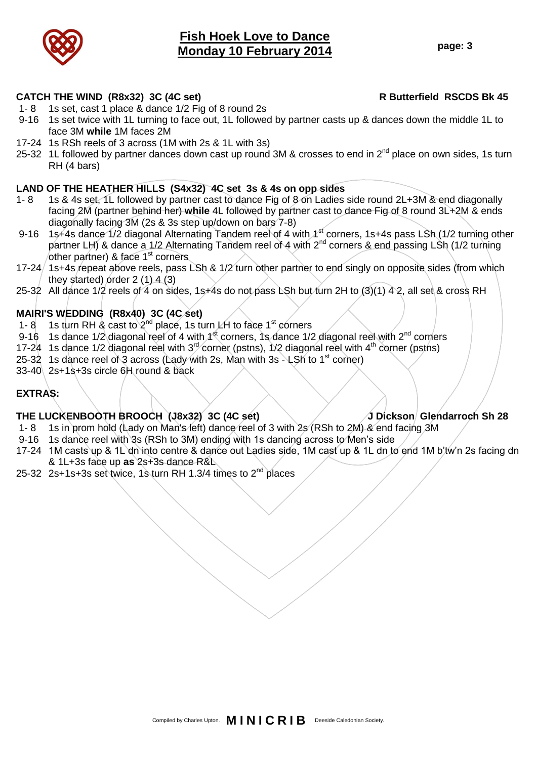# Fish Hoek Love to Dance
# Monday 10 February 2014

**CATCH THE WIND (R8x32) 3C (4C set)** **R Butterfield RSCDS Bk 45**

1- 8 1s set, cast 1 place & dance 1/2 Fig of 8 round 2s
9-16 1s set twice with 1L turning to face out, 1L followed by partner casts up & dances down the middle 1L to face 3M **while** 1M faces 2M
17-24 1s RSh reels of 3 across (1M with 2s & 1L with 3s)
25-32 1L followed by partner dances down cast up round 3M & crosses to end in 2nd place on own sides, 1s turn RH (4 bars)

**LAND OF THE HEATHER HILLS (S4x32) 4C set 3s & 4s on opp sides**

1- 8 1s & 4s set, 1L followed by partner cast to dance Fig of 8 on Ladies side round 2L+3M & end diagonally facing 2M (partner behind her) **while** 4L followed by partner cast to dance Fig of 8 round 3L+2M & ends diagonally facing 3M (2s & 3s step up/down on bars 7-8)
9-16 1s+4s dance 1/2 diagonal Alternating Tandem reel of 4 with 1st corners, 1s+4s pass LSh (1/2 turning other partner LH) & dance a 1/2 Alternating Tandem reel of 4 with 2nd corners & end passing LSh (1/2 turning other partner) & face 1st corners
17-24 1s+4s repeat above reels, pass LSh & 1/2 turn other partner to end singly on opposite sides (from which they started) order 2 (1) 4 (3)
25-32 All dance 1/2 reels of 4 on sides, 1s+4s do not pass LSh but turn 2H to (3)(1) 4 2, all set & cross RH

**MAIRI'S WEDDING (R8x40) 3C (4C set)**

1- 8 1s turn RH & cast to 2nd place, 1s turn LH to face 1st corners
9-16 1s dance 1/2 diagonal reel of 4 with 1st corners, 1s dance 1/2 diagonal reel with 2nd corners
17-24 1s dance 1/2 diagonal reel with 3rd corner (pstns), 1/2 diagonal reel with 4th corner (pstns)
25-32 1s dance reel of 3 across (Lady with 2s, Man with 3s - LSh to 1st corner)
33-40 2s+1s+3s circle 6H round & back

**EXTRAS:**

**THE LUCKENBOOTH BROOCH (J8x32) 3C (4C set)** **J Dickson Glendarroch Sh 28**

1- 8 1s in prom hold (Lady on Man's left) dance reel of 3 with 2s (RSh to 2M) & end facing 3M
9-16 1s dance reel with 3s (RSh to 3M) ending with 1s dancing across to Men's side
17-24 1M casts up & 1L dn into centre & dance out Ladies side, 1M cast up & 1L dn to end 1M b'tw'n 2s facing dn & 1L+3s face up **as** 2s+3s dance R&L
25-32 2s+1s+3s set twice, 1s turn RH 1.3/4 times to 2nd places

Compiled by Charles Upton. **MINICRIB** Deeside Caledonian Society.